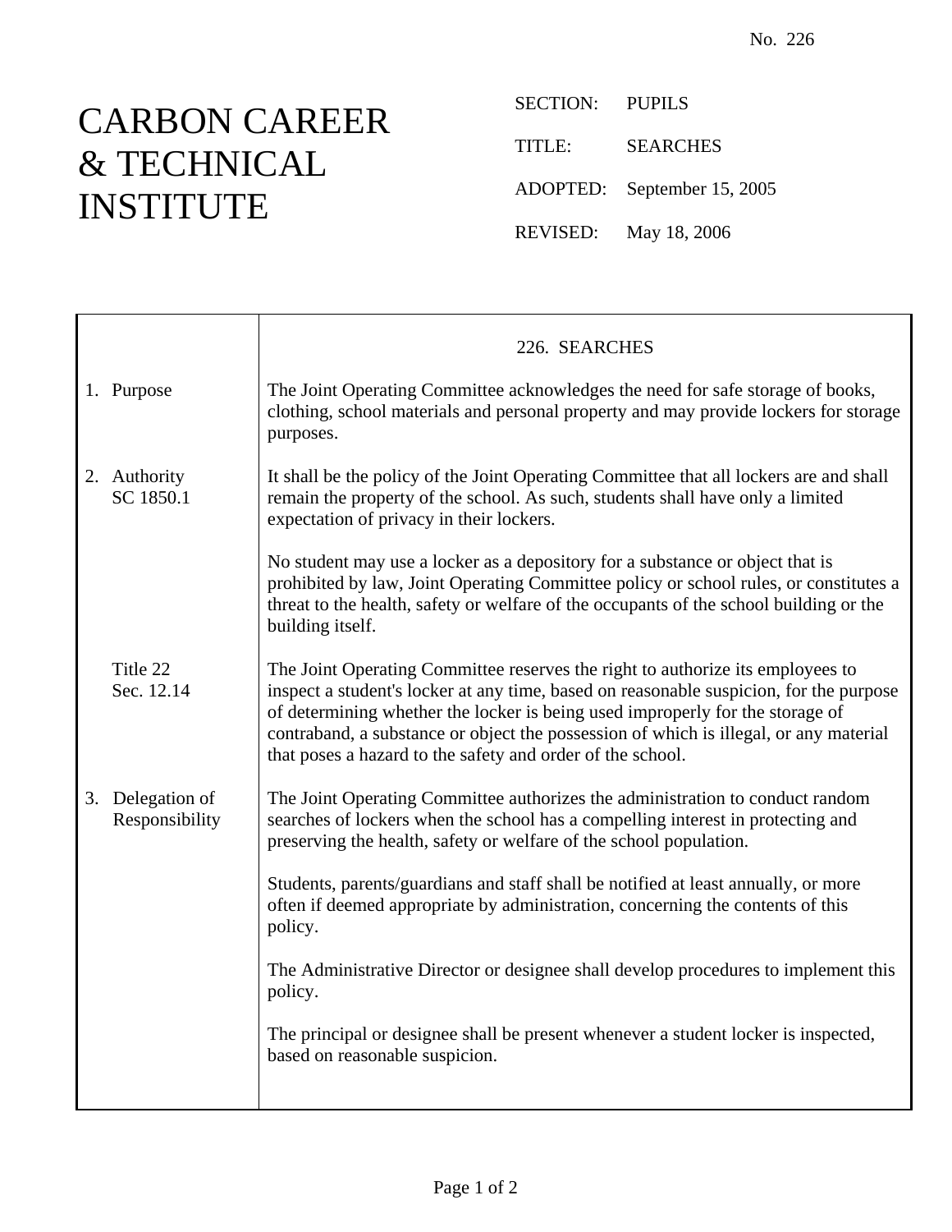No. 226

# CARBON CAREER & TECHNICAL INSTITUTE

SECTION: PUPILS

TITLE: SEARCHES

ADOPTED: September 15, 2005

REVISED: May 18, 2006

## 226. SEARCHES

**1. Purpose**

The Joint Operating Committee acknowledges the need for safe storage of books, clothing, school materials and personal property and may provide lockers for storage purposes.

**2. Authority**
SC 1850.1

It shall be the policy of the Joint Operating Committee that all lockers are and shall remain the property of the school. As such, students shall have only a limited expectation of privacy in their lockers.

No student may use a locker as a depository for a substance or object that is prohibited by law, Joint Operating Committee policy or school rules, or constitutes a threat to the health, safety or welfare of the occupants of the school building or the building itself.

Title 22
Sec. 12.14

The Joint Operating Committee reserves the right to authorize its employees to inspect a student's locker at any time, based on reasonable suspicion, for the purpose of determining whether the locker is being used improperly for the storage of contraband, a substance or object the possession of which is illegal, or any material that poses a hazard to the safety and order of the school.

**3. Delegation of Responsibility**

The Joint Operating Committee authorizes the administration to conduct random searches of lockers when the school has a compelling interest in protecting and preserving the health, safety or welfare of the school population.

Students, parents/guardians and staff shall be notified at least annually, or more often if deemed appropriate by administration, concerning the contents of this policy.

The Administrative Director or designee shall develop procedures to implement this policy.

The principal or designee shall be present whenever a student locker is inspected, based on reasonable suspicion.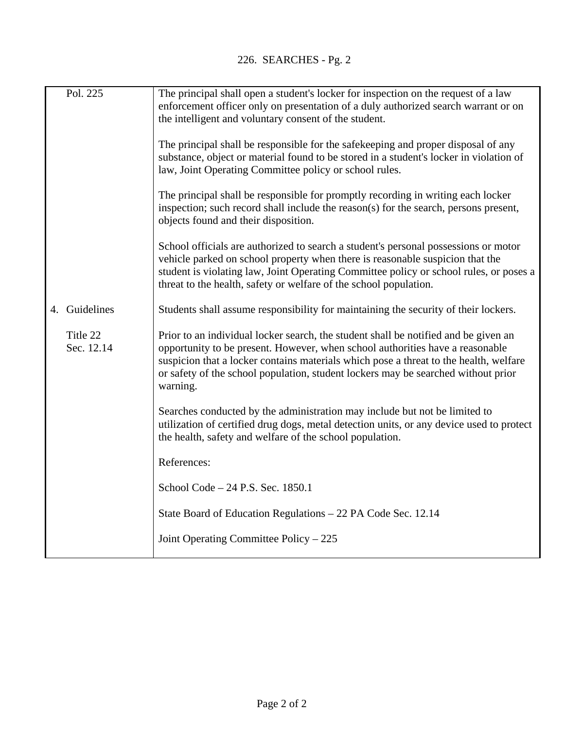| | |
|---|---|
| Pol. 225 | The principal shall open a student's locker for inspection on the request of a law enforcement officer only on presentation of a duly authorized search warrant or on the intelligent and voluntary consent of the student. |
| | The principal shall be responsible for the safekeeping and proper disposal of any substance, object or material found to be stored in a student's locker in violation of law, Joint Operating Committee policy or school rules. |
| | The principal shall be responsible for promptly recording in writing each locker inspection; such record shall include the reason(s) for the search, persons present, objects found and their disposition. |
| | School officials are authorized to search a student's personal possessions or motor vehicle parked on school property when there is reasonable suspicion that the student is violating law, Joint Operating Committee policy or school rules, or poses a threat to the health, safety or welfare of the school population. |
| 4. Guidelines | Students shall assume responsibility for maintaining the security of their lockers. |
| Title 22 Sec. 12.14 | Prior to an individual locker search, the student shall be notified and be given an opportunity to be present. However, when school authorities have a reasonable suspicion that a locker contains materials which pose a threat to the health, welfare or safety of the school population, student lockers may be searched without prior warning. |
| | Searches conducted by the administration may include but not be limited to utilization of certified drug dogs, metal detection units, or any device used to protect the health, safety and welfare of the school population. |
| | References: |
| | School Code – 24 P.S. Sec. 1850.1 |
| | State Board of Education Regulations – 22 PA Code Sec. 12.14 |
| | Joint Operating Committee Policy – 225 |